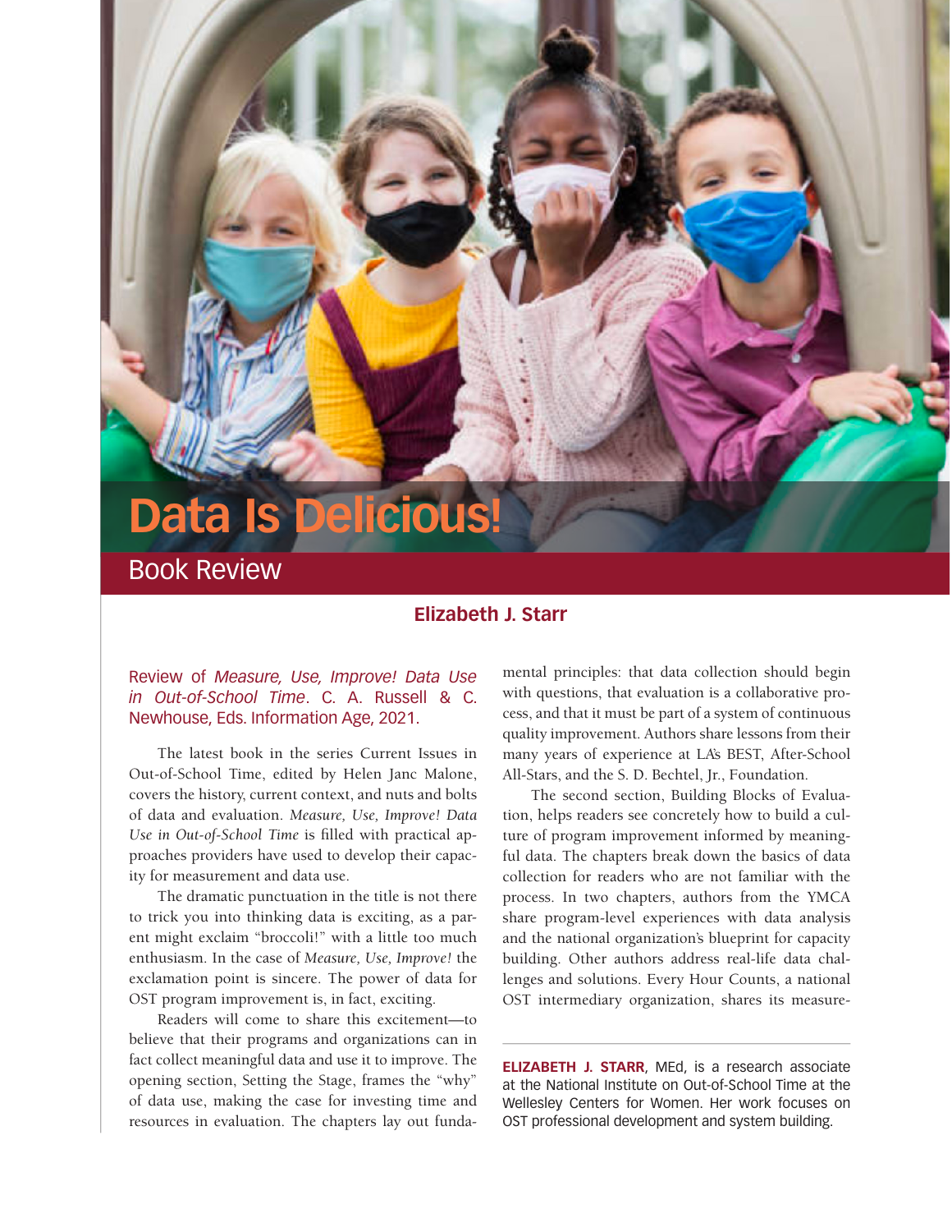# Data Is Delicious!

## Book Review

**Elizabeth J. Starr**

Review of *Measure, Use, Improve! Data Use in Out-of-School Time*. C. A. Russell & C. Newhouse, Eds. Information Age, 2021.

The latest book in the series Current Issues in Out-of-School Time, edited by Helen Janc Malone, covers the history, current context, and nuts and bolts of data and evaluation. *Measure, Use, Improve! Data Use in Out-of-School Time* is filled with practical approaches providers have used to develop their capacity for measurement and data use.

The dramatic punctuation in the title is not there to trick you into thinking data is exciting, as a parent might exclaim "broccoli!" with a little too much enthusiasm. In the case of *Measure, Use, Improve!* the exclamation point is sincere. The power of data for OST program improvement is, in fact, exciting.

Readers will come to share this excitement—to believe that their programs and organizations can in fact collect meaningful data and use it to improve. The opening section, Setting the Stage, frames the "why" of data use, making the case for investing time and resources in evaluation. The chapters lay out fundamental principles: that data collection should begin with questions, that evaluation is a collaborative process, and that it must be part of a system of continuous quality improvement. Authors share lessons from their many years of experience at LA's BEST, After-School All-Stars, and the S. D. Bechtel, Jr., Foundation.

The second section, Building Blocks of Evaluation, helps readers see concretely how to build a culture of program improvement informed by meaningful data. The chapters break down the basics of data collection for readers who are not familiar with the process. In two chapters, authors from the YMCA share program-level experiences with data analysis and the national organization's blueprint for capacity building. Other authors address real-life data challenges and solutions. Every Hour Counts, a national OST intermediary organization, shares its measure-

---

**ELIZABETH J. STARR,** MEd, is a research associate at the National Institute on Out-of-School Time at the Wellesley Centers for Women. Her work focuses on OST professional development and system building.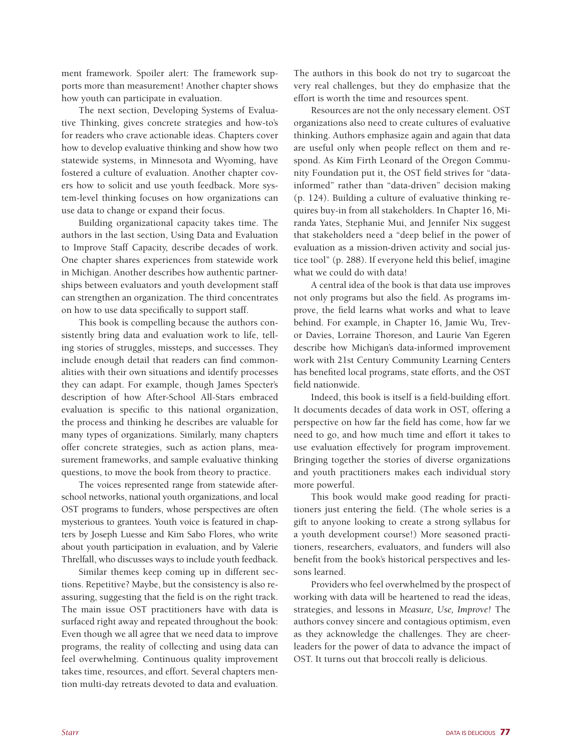ment framework. Spoiler alert: The framework supports more than measurement! Another chapter shows how youth can participate in evaluation.

The next section, Developing Systems of Evaluative Thinking, gives concrete strategies and how-to's for readers who crave actionable ideas. Chapters cover how to develop evaluative thinking and show how two statewide systems, in Minnesota and Wyoming, have fostered a culture of evaluation. Another chapter covers how to solicit and use youth feedback. More system-level thinking focuses on how organizations can use data to change or expand their focus.

Building organizational capacity takes time. The authors in the last section, Using Data and Evaluation to Improve Staff Capacity, describe decades of work. One chapter shares experiences from statewide work in Michigan. Another describes how authentic partnerships between evaluators and youth development staff can strengthen an organization. The third concentrates on how to use data specifically to support staff.

This book is compelling because the authors consistently bring data and evaluation work to life, telling stories of struggles, missteps, and successes. They include enough detail that readers can find commonalities with their own situations and identify processes they can adapt. For example, though James Specter's description of how After-School All-Stars embraced evaluation is specific to this national organization, the process and thinking he describes are valuable for many types of organizations. Similarly, many chapters offer concrete strategies, such as action plans, measurement frameworks, and sample evaluative thinking questions, to move the book from theory to practice.

The voices represented range from statewide afterschool networks, national youth organizations, and local OST programs to funders, whose perspectives are often mysterious to grantees. Youth voice is featured in chapters by Joseph Luesse and Kim Sabo Flores, who write about youth participation in evaluation, and by Valerie Threlfall, who discusses ways to include youth feedback.

Similar themes keep coming up in different sections. Repetitive? Maybe, but the consistency is also reassuring, suggesting that the field is on the right track. The main issue OST practitioners have with data is surfaced right away and repeated throughout the book: Even though we all agree that we need data to improve programs, the reality of collecting and using data can feel overwhelming. Continuous quality improvement takes time, resources, and effort. Several chapters mention multi-day retreats devoted to data and evaluation. The authors in this book do not try to sugarcoat the very real challenges, but they do emphasize that the effort is worth the time and resources spent.

Resources are not the only necessary element. OST organizations also need to create cultures of evaluative thinking. Authors emphasize again and again that data are useful only when people reflect on them and respond. As Kim Firth Leonard of the Oregon Community Foundation put it, the OST field strives for "data-informed" rather than "data-driven" decision making (p. 124). Building a culture of evaluative thinking requires buy-in from all stakeholders. In Chapter 16, Miranda Yates, Stephanie Mui, and Jennifer Nix suggest that stakeholders need a "deep belief in the power of evaluation as a mission-driven activity and social justice tool" (p. 288). If everyone held this belief, imagine what we could do with data!

A central idea of the book is that data use improves not only programs but also the field. As programs improve, the field learns what works and what to leave behind. For example, in Chapter 16, Jamie Wu, Trevor Davies, Lorraine Thoreson, and Laurie Van Egeren describe how Michigan's data-informed improvement work with 21st Century Community Learning Centers has benefited local programs, state efforts, and the OST field nationwide.

Indeed, this book is itself is a field-building effort. It documents decades of data work in OST, offering a perspective on how far the field has come, how far we need to go, and how much time and effort it takes to use evaluation effectively for program improvement. Bringing together the stories of diverse organizations and youth practitioners makes each individual story more powerful.

This book would make good reading for practitioners just entering the field. (The whole series is a gift to anyone looking to create a strong syllabus for a youth development course!) More seasoned practitioners, researchers, evaluators, and funders will also benefit from the book's historical perspectives and lessons learned.

Providers who feel overwhelmed by the prospect of working with data will be heartened to read the ideas, strategies, and lessons in *Measure, Use, Improve!* The authors convey sincere and contagious optimism, even as they acknowledge the challenges. They are cheerleaders for the power of data to advance the impact of OST. It turns out that broccoli really is delicious.